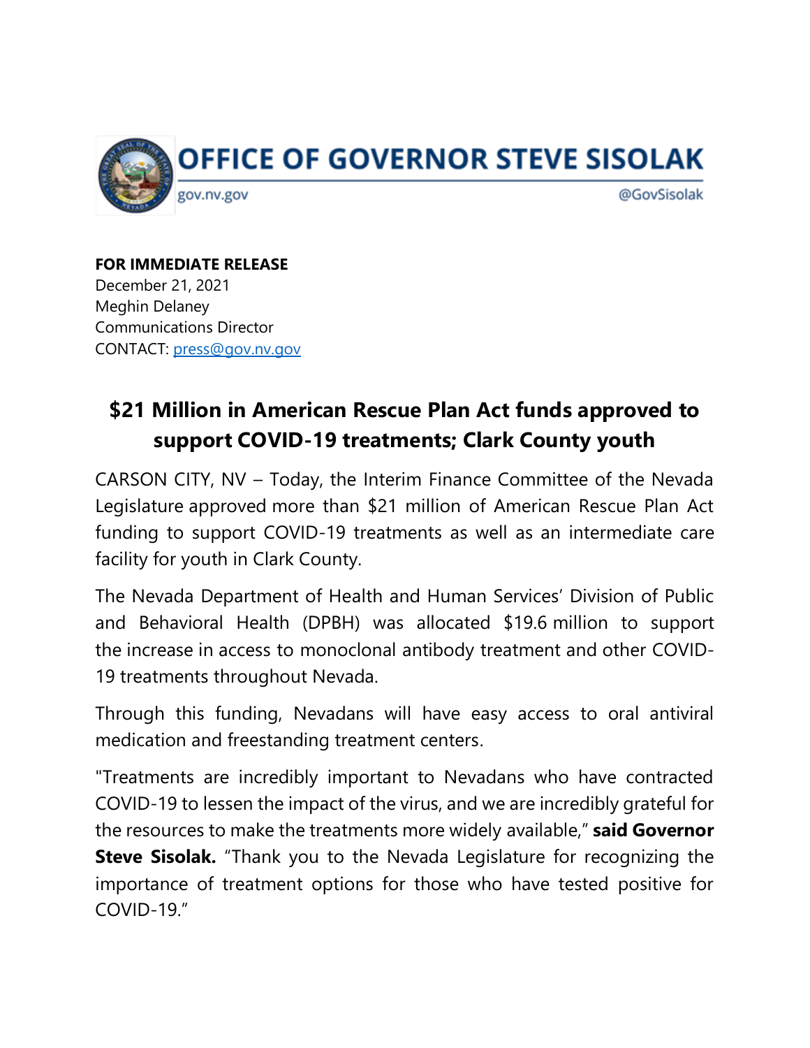**OFFICE OF GOVERNOR STEVE SISOLAK**

gov.nv.gov

@GovSisolak

**FOR IMMEDIATE RELEASE**
December 21, 2021
Meghin Delaney
Communications Director
CONTACT: press@gov.nv.gov

# $21 Million in American Rescue Plan Act funds approved to support COVID-19 treatments; Clark County youth

CARSON CITY, NV – Today, the Interim Finance Committee of the Nevada Legislature approved more than $21 million of American Rescue Plan Act funding to support COVID-19 treatments as well as an intermediate care facility for youth in Clark County.

The Nevada Department of Health and Human Services' Division of Public and Behavioral Health (DPBH) was allocated $19.6 million to support the increase in access to monoclonal antibody treatment and other COVID-19 treatments throughout Nevada.

Through this funding, Nevadans will have easy access to oral antiviral medication and freestanding treatment centers.

"Treatments are incredibly important to Nevadans who have contracted COVID-19 to lessen the impact of the virus, and we are incredibly grateful for the resources to make the treatments more widely available," **said Governor Steve Sisolak.** "Thank you to the Nevada Legislature for recognizing the importance of treatment options for those who have tested positive for COVID-19."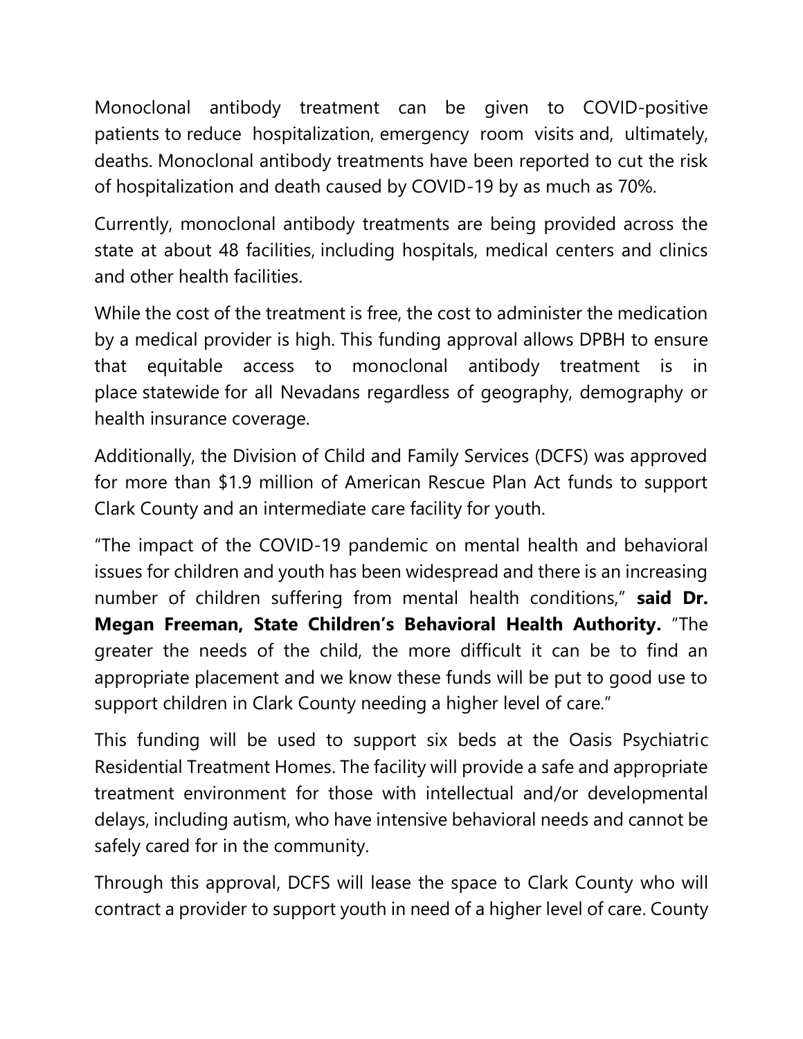Monoclonal antibody treatment can be given to COVID-positive patients to reduce hospitalization, emergency room visits and, ultimately, deaths. Monoclonal antibody treatments have been reported to cut the risk of hospitalization and death caused by COVID-19 by as much as 70%.

Currently, monoclonal antibody treatments are being provided across the state at about 48 facilities, including hospitals, medical centers and clinics and other health facilities.

While the cost of the treatment is free, the cost to administer the medication by a medical provider is high. This funding approval allows DPBH to ensure that equitable access to monoclonal antibody treatment is in place statewide for all Nevadans regardless of geography, demography or health insurance coverage.

Additionally, the Division of Child and Family Services (DCFS) was approved for more than $1.9 million of American Rescue Plan Act funds to support Clark County and an intermediate care facility for youth.

"The impact of the COVID-19 pandemic on mental health and behavioral issues for children and youth has been widespread and there is an increasing number of children suffering from mental health conditions," **said Dr. Megan Freeman, State Children's Behavioral Health Authority.** "The greater the needs of the child, the more difficult it can be to find an appropriate placement and we know these funds will be put to good use to support children in Clark County needing a higher level of care."

This funding will be used to support six beds at the Oasis Psychiatric Residential Treatment Homes. The facility will provide a safe and appropriate treatment environment for those with intellectual and/or developmental delays, including autism, who have intensive behavioral needs and cannot be safely cared for in the community.

Through this approval, DCFS will lease the space to Clark County who will contract a provider to support youth in need of a higher level of care. County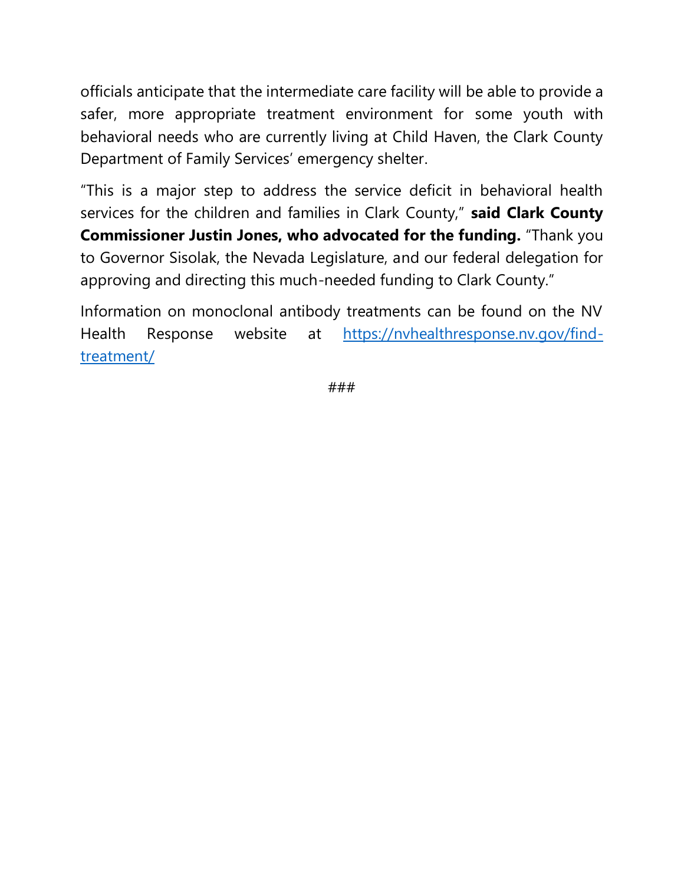officials anticipate that the intermediate care facility will be able to provide a safer, more appropriate treatment environment for some youth with behavioral needs who are currently living at Child Haven, the Clark County Department of Family Services' emergency shelter.

"This is a major step to address the service deficit in behavioral health services for the children and families in Clark County," **said Clark County Commissioner Justin Jones, who advocated for the funding.** "Thank you to Governor Sisolak, the Nevada Legislature, and our federal delegation for approving and directing this much-needed funding to Clark County."

Information on monoclonal antibody treatments can be found on the NV Health Response website at [https://nvhealthresponse.nv.gov/find-treatment/](https://nvhealthresponse.nv.gov/find-treatment/)

###